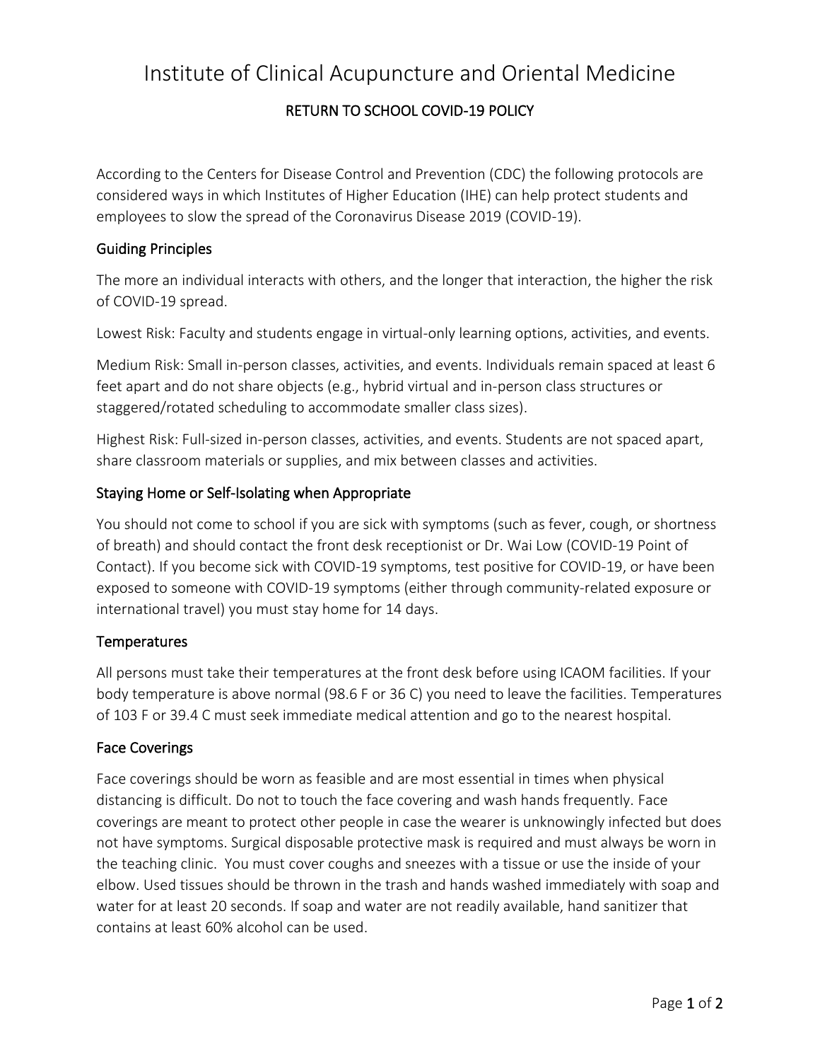# Institute of Clinical Acupuncture and Oriental Medicine

## RETURN TO SCHOOL COVID-19 POLICY

According to the Centers for Disease Control and Prevention (CDC) the following protocols are considered ways in which Institutes of Higher Education (IHE) can help protect students and employees to slow the spread of the Coronavirus Disease 2019 (COVID-19).

### Guiding Principles

The more an individual interacts with others, and the longer that interaction, the higher the risk of COVID-19 spread.

Lowest Risk: Faculty and students engage in virtual-only learning options, activities, and events.

Medium Risk: Small in-person classes, activities, and events. Individuals remain spaced at least 6 feet apart and do not share objects (e.g., hybrid virtual and in-person class structures or staggered/rotated scheduling to accommodate smaller class sizes).

Highest Risk: Full-sized in-person classes, activities, and events. Students are not spaced apart, share classroom materials or supplies, and mix between classes and activities.

### Staying Home or Self-Isolating when Appropriate

You should not come to school if you are sick with symptoms (such as fever, cough, or shortness of breath) and should contact the front desk receptionist or Dr. Wai Low (COVID-19 Point of Contact). If you become sick with COVID-19 symptoms, test positive for COVID-19, or have been exposed to someone with COVID-19 symptoms (either through community-related exposure or international travel) you must stay home for 14 days.

### Temperatures

All persons must take their temperatures at the front desk before using ICAOM facilities. If your body temperature is above normal (98.6 F or 36 C) you need to leave the facilities. Temperatures of 103 F or 39.4 C must seek immediate medical attention and go to the nearest hospital.

### Face Coverings

Face coverings should be worn as feasible and are most essential in times when physical distancing is difficult. Do not to touch the face covering and wash hands frequently. Face coverings are meant to protect other people in case the wearer is unknowingly infected but does not have symptoms. Surgical disposable protective mask is required and must always be worn in the teaching clinic. You must cover coughs and sneezes with a tissue or use the inside of your elbow. Used tissues should be thrown in the trash and hands washed immediately with soap and water for at least 20 seconds. If soap and water are not readily available, hand sanitizer that contains at least 60% alcohol can be used.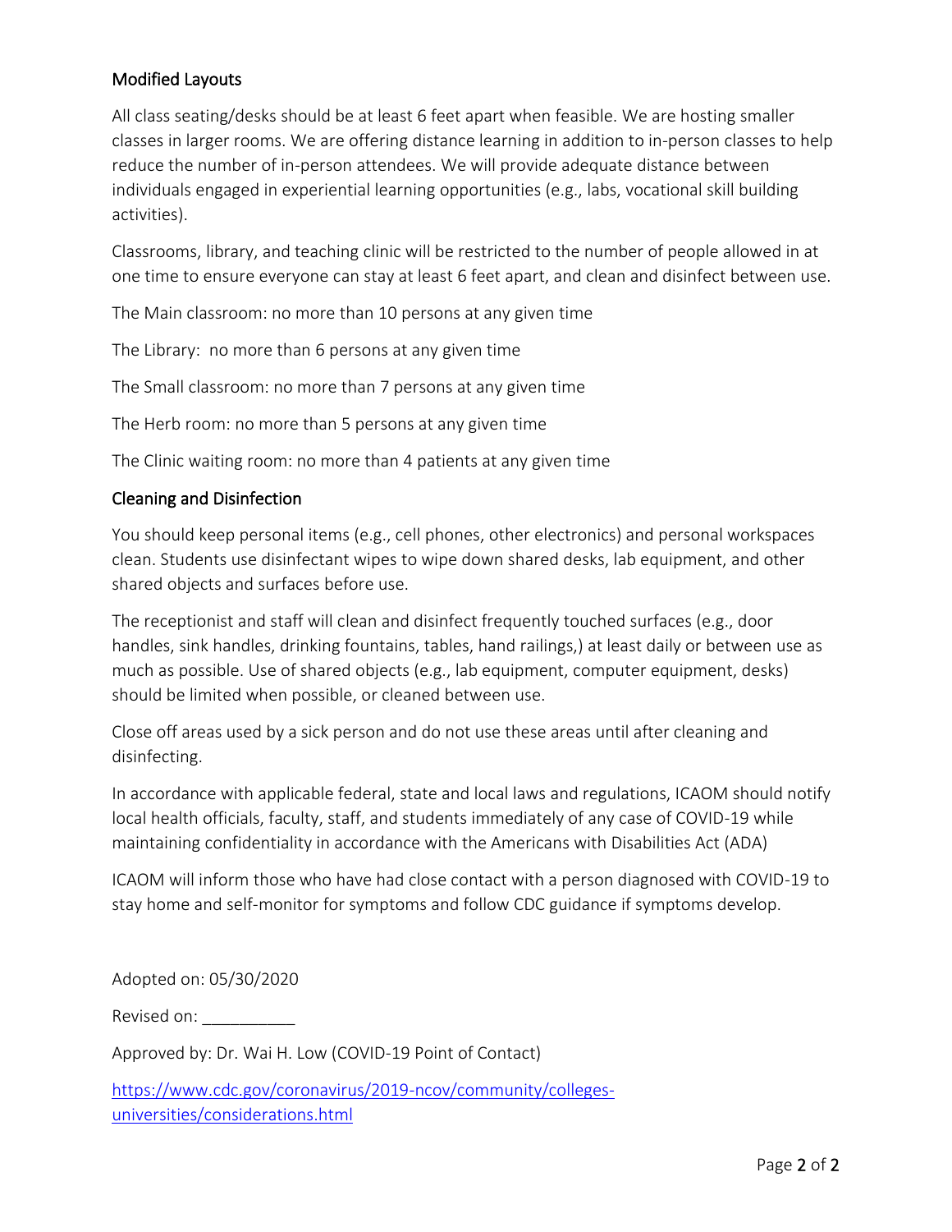## Modified Layouts

All class seating/desks should be at least 6 feet apart when feasible. We are hosting smaller classes in larger rooms. We are offering distance learning in addition to in-person classes to help reduce the number of in-person attendees. We will provide adequate distance between individuals engaged in experiential learning opportunities (e.g., labs, vocational skill building activities).

Classrooms, library, and teaching clinic will be restricted to the number of people allowed in at one time to ensure everyone can stay at least 6 feet apart, and clean and disinfect between use.

The Main classroom: no more than 10 persons at any given time

The Library: no more than 6 persons at any given time

The Small classroom: no more than 7 persons at any given time

The Herb room: no more than 5 persons at any given time

The Clinic waiting room: no more than 4 patients at any given time

## Cleaning and Disinfection

You should keep personal items (e.g., cell phones, other electronics) and personal workspaces clean. Students use disinfectant wipes to wipe down shared desks, lab equipment, and other shared objects and surfaces before use.

The receptionist and staff will clean and disinfect frequently touched surfaces (e.g., door handles, sink handles, drinking fountains, tables, hand railings,) at least daily or between use as much as possible. Use of shared objects (e.g., lab equipment, computer equipment, desks) should be limited when possible, or cleaned between use.

Close off areas used by a sick person and do not use these areas until after cleaning and disinfecting.

In accordance with applicable federal, state and local laws and regulations, ICAOM should notify local health officials, faculty, staff, and students immediately of any case of COVID-19 while maintaining confidentiality in accordance with the Americans with Disabilities Act (ADA)

ICAOM will inform those who have had close contact with a person diagnosed with COVID-19 to stay home and self-monitor for symptoms and follow CDC guidance if symptoms develop.

Adopted on: 05/30/2020

Revised on: __________

Approved by: Dr. Wai H. Low (COVID-19 Point of Contact)

https://www.cdc.gov/coronavirus/2019-ncov/community/colleges-universities/considerations.html